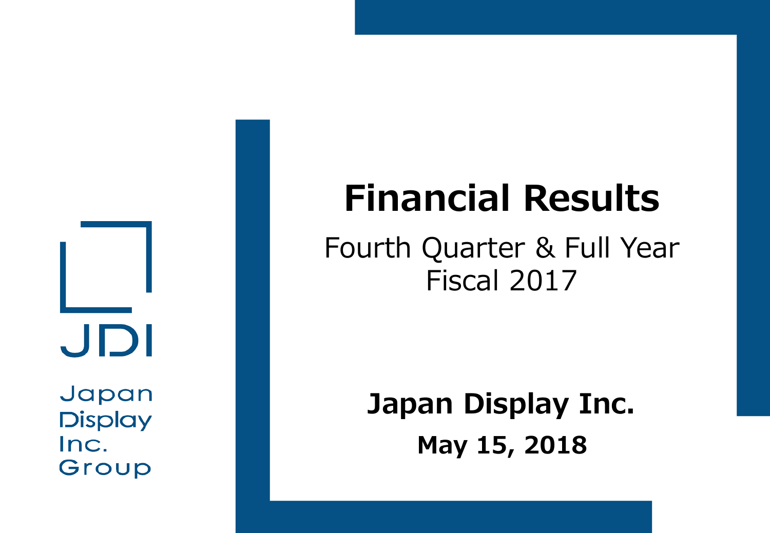JDI

Japan Display Inc. Group

# Financial Results

## Fourth Quarter & Full Year Fiscal 2017

**Japan Display Inc.**

**May 15, 2018**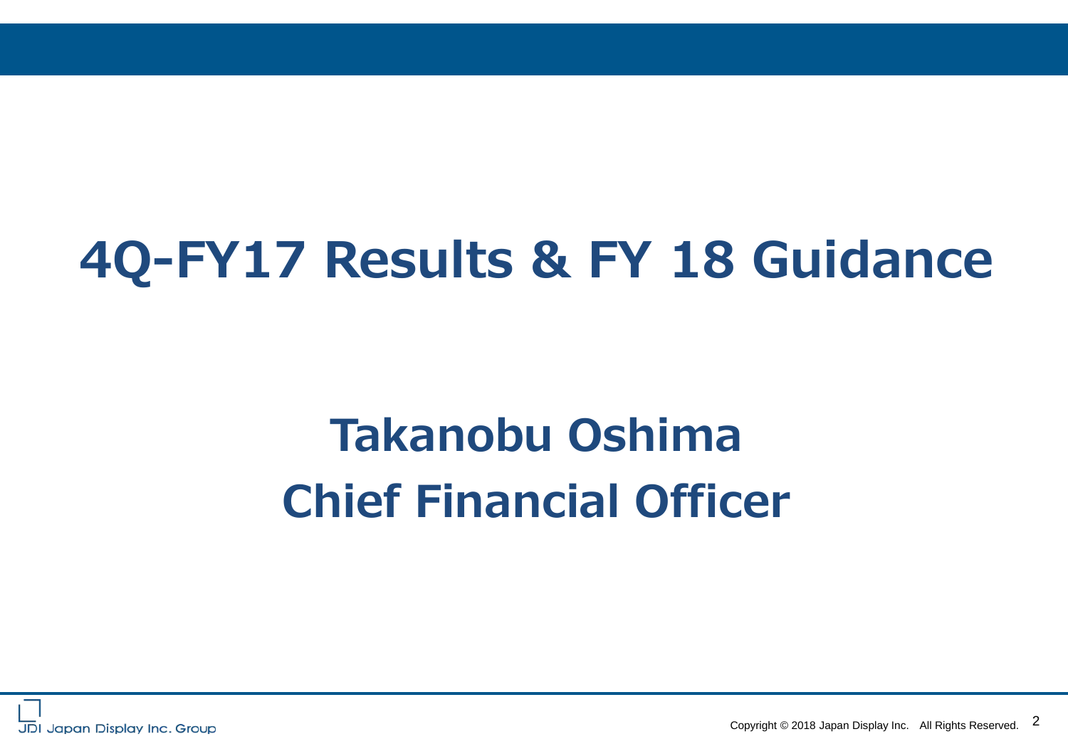# 4Q-FY17 Results & FY 18 Guidance

## Takanobu Oshima
## Chief Financial Officer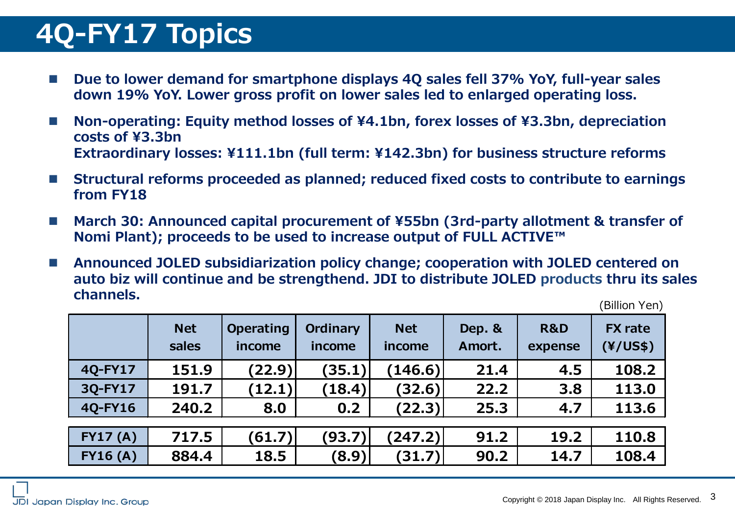# 4Q-FY17 Topics

- **Due to lower demand for smartphone displays 4Q sales fell 37% YoY, full-year sales down 19% YoY. Lower gross profit on lower sales led to enlarged operating loss.**
- **Non-operating: Equity method losses of ¥4.1bn, forex losses of ¥3.3bn, depreciation costs of ¥3.3bn**
  **Extraordinary losses: ¥111.1bn (full term: ¥142.3bn) for business structure reforms**
- **Structural reforms proceeded as planned; reduced fixed costs to contribute to earnings from FY18**
- **March 30: Announced capital procurement of ¥55bn (3rd-party allotment & transfer of Nomi Plant); proceeds to be used to increase output of FULL ACTIVE™**
- **Announced JOLED subsidiarization policy change; cooperation with JOLED centered on auto biz will continue and be strengthend. JDI to distribute JOLED products thru its sales channels.**

(Billion Yen)

| | Net sales | Operating income | Ordinary income | Net income | Dep. & Amort. | R&D expense | FX rate (¥/US$) |
|---|---|---|---|---|---|---|---|
| 4Q-FY17 | 151.9 | (22.9) | (35.1) | (146.6) | 21.4 | 4.5 | 108.2 |
| 3Q-FY17 | 191.7 | (12.1) | (18.4) | (32.6) | 22.2 | 3.8 | 113.0 |
| 4Q-FY16 | 240.2 | 8.0 | 0.2 | (22.3) | 25.3 | 4.7 | 113.6 |
| FY17 (A) | 717.5 | (61.7) | (93.7) | (247.2) | 91.2 | 19.2 | 110.8 |
| FY16 (A) | 884.4 | 18.5 | (8.9) | (31.7) | 90.2 | 14.7 | 108.4 |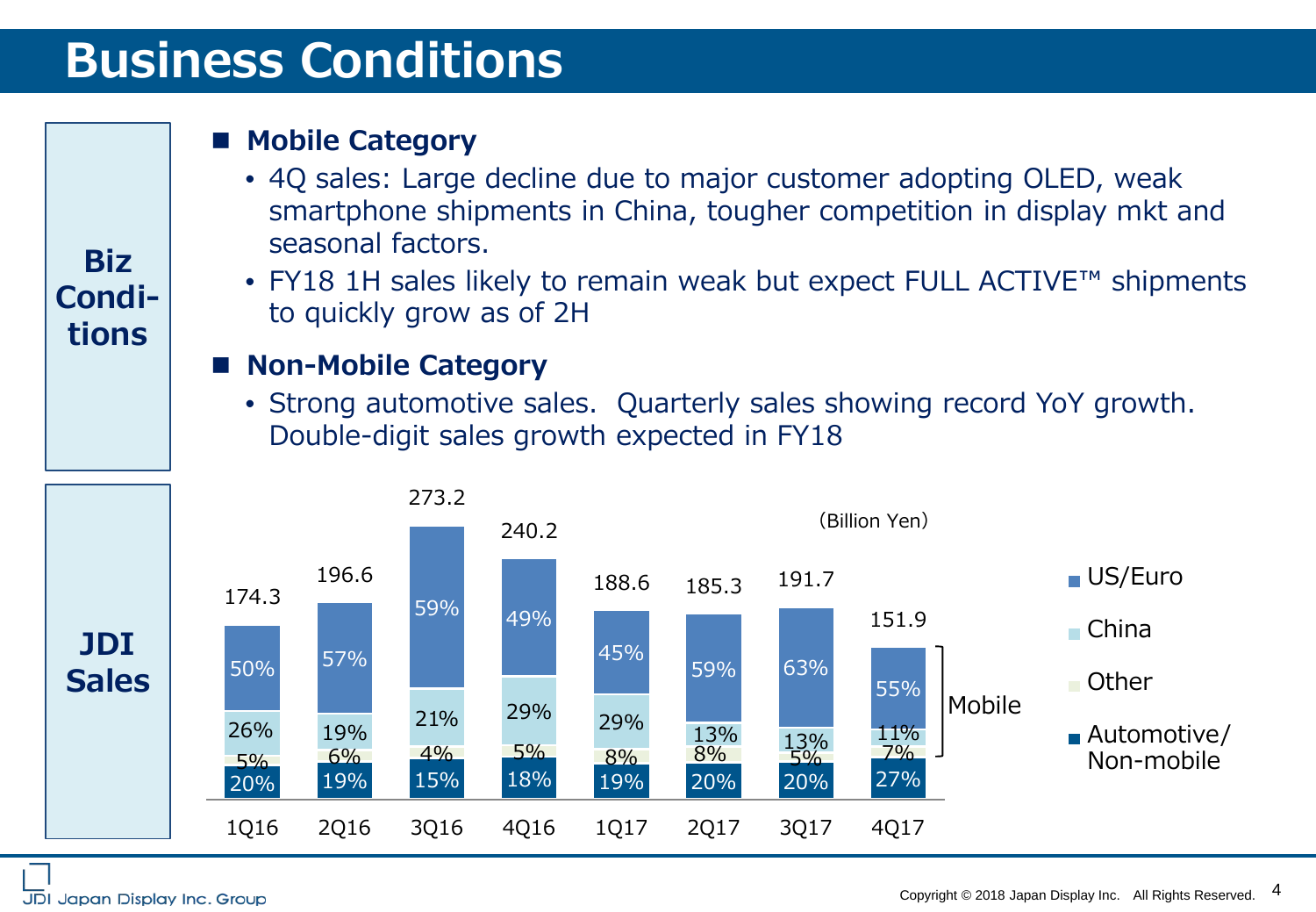# Business Conditions

## Biz Conditions

**■ Mobile Category**

- 4Q sales: Large decline due to major customer adopting OLED, weak smartphone shipments in China, tougher competition in display mkt and seasonal factors.
- FY18 1H sales likely to remain weak but expect FULL ACTIVE™ shipments to quickly grow as of 2H

**■ Non-Mobile Category**

- Strong automotive sales. Quarterly sales showing record YoY growth. Double-digit sales growth expected in FY18

## JDI Sales

(Billion Yen)

| | 1Q16 | 2Q16 | 3Q16 | 4Q16 | 1Q17 | 2Q17 | 3Q17 | 4Q17 |
|---|---|---|---|---|---|---|---|---|
| Total | 174.3 | 196.6 | 273.2 | 240.2 | 188.6 | 185.3 | 191.7 | 151.9 |
| US/Euro (Mobile) | 50% | 57% | 59% | 49% | 45% | 59% | 63% | 55% |
| China (Mobile) | 26% | 19% | 21% | 29% | 29% | 13% | 13% | 11% |
| Other (Mobile) | 5% | 6% | 4% | 5% | 8% | 8% | 5% | 7% |
| Automotive/Non-mobile | 20% | 19% | 15% | 18% | 19% | 20% | 20% | 27% |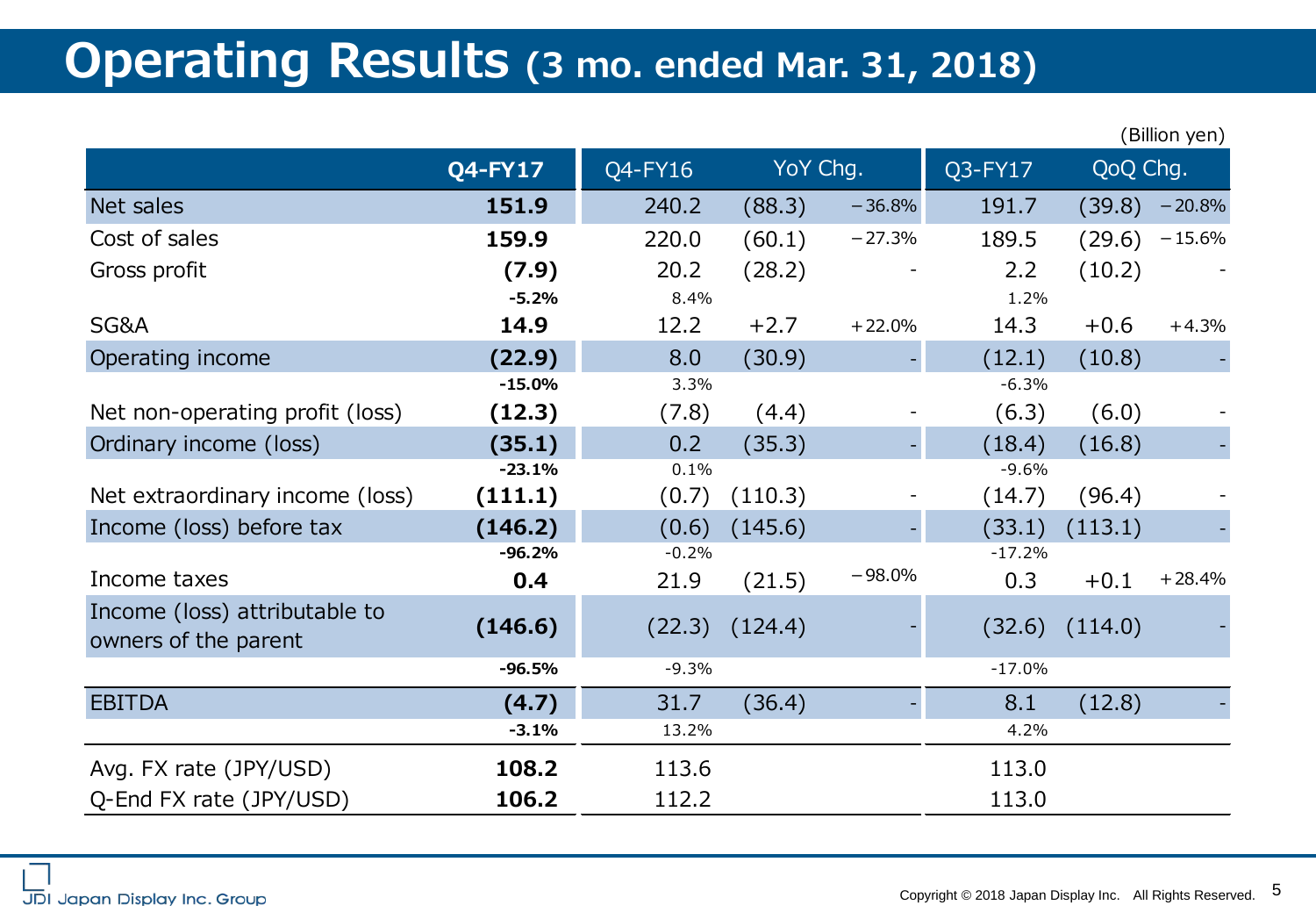# Operating Results (3 mo. ended Mar. 31, 2018)

(Billion yen)

| | Q4-FY17 | Q4-FY16 | YoY Chg. | | Q3-FY17 | QoQ Chg. | |
|---|---|---|---|---|---|---|---|
| Net sales | **151.9** | 240.2 | (88.3) | −36.8% | 191.7 | (39.8) | −20.8% |
| Cost of sales | **159.9** | 220.0 | (60.1) | −27.3% | 189.5 | (29.6) | −15.6% |
| Gross profit | **(7.9)** | 20.2 | (28.2) | - | 2.2 | (10.2) | - |
| | **-5.2%** | 8.4% | | | 1.2% | | |
| SG&A | **14.9** | 12.2 | +2.7 | +22.0% | 14.3 | +0.6 | +4.3% |
| Operating income | **(22.9)** | 8.0 | (30.9) | - | (12.1) | (10.8) | - |
| | **-15.0%** | 3.3% | | | -6.3% | | |
| Net non-operating profit (loss) | **(12.3)** | (7.8) | (4.4) | - | (6.3) | (6.0) | - |
| Ordinary income (loss) | **(35.1)** | 0.2 | (35.3) | - | (18.4) | (16.8) | - |
| | **-23.1%** | 0.1% | | | -9.6% | | |
| Net extraordinary income (loss) | **(111.1)** | (0.7) | (110.3) | - | (14.7) | (96.4) | - |
| Income (loss) before tax | **(146.2)** | (0.6) | (145.6) | - | (33.1) | (113.1) | - |
| | **-96.2%** | -0.2% | | | -17.2% | | |
| Income taxes | **0.4** | 21.9 | (21.5) | −98.0% | 0.3 | +0.1 | +28.4% |
| Income (loss) attributable to owners of the parent | **(146.6)** | (22.3) | (124.4) | - | (32.6) | (114.0) | - |
| | **-96.5%** | -9.3% | | | -17.0% | | |
| EBITDA | **(4.7)** | 31.7 | (36.4) | - | 8.1 | (12.8) | - |
| | **-3.1%** | 13.2% | | | 4.2% | | |
| Avg. FX rate (JPY/USD) | **108.2** | 113.6 | | | 113.0 | | |
| Q-End FX rate (JPY/USD) | **106.2** | 112.2 | | | 113.0 | | |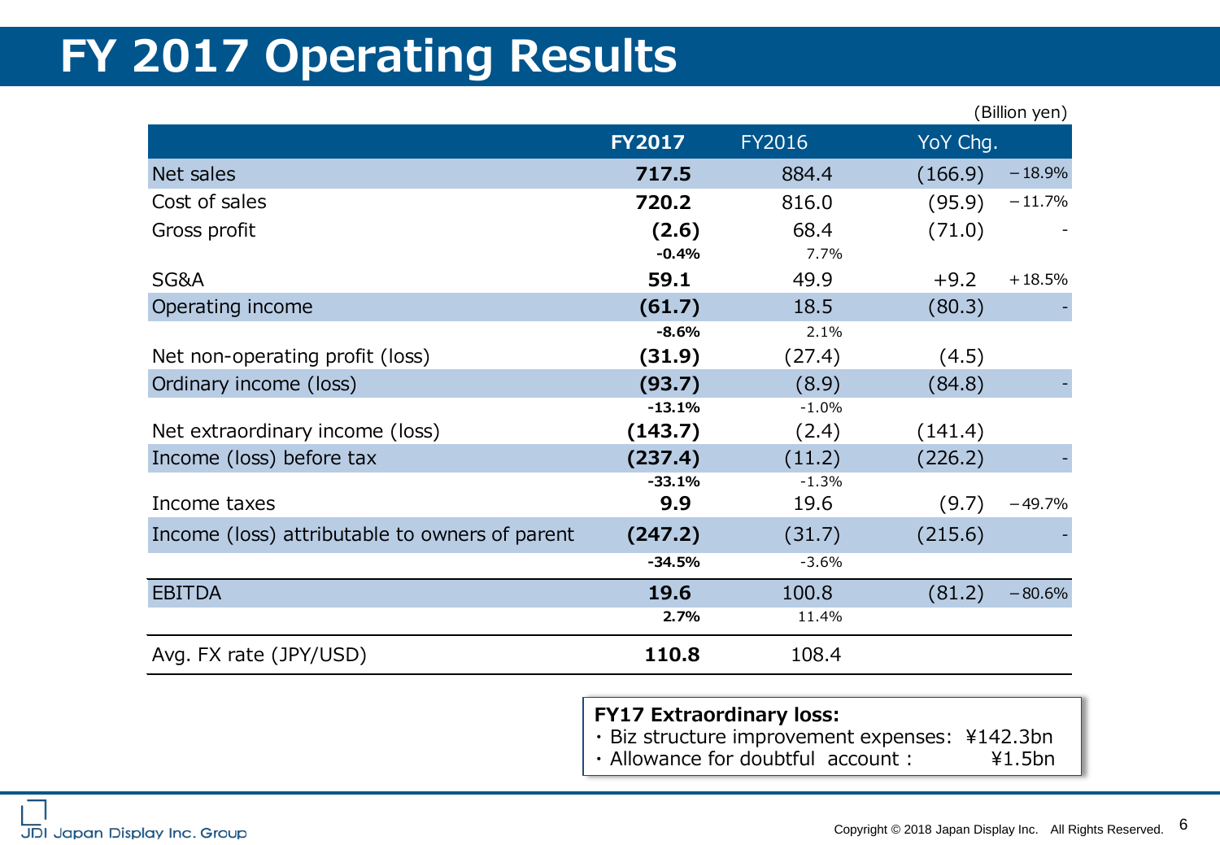# FY 2017 Operating Results

(Billion yen)

| | FY2017 | FY2016 | YoY Chg. | |
|---|---|---|---|---|
| Net sales | **717.5** | 884.4 | (166.9) | −18.9% |
| Cost of sales | **720.2** | 816.0 | (95.9) | −11.7% |
| Gross profit | **(2.6)** | 68.4 | (71.0) | - |
| | **-0.4%** | 7.7% | | |
| SG&A | **59.1** | 49.9 | +9.2 | +18.5% |
| Operating income | **(61.7)** | 18.5 | (80.3) | - |
| | **-8.6%** | 2.1% | | |
| Net non-operating profit (loss) | **(31.9)** | (27.4) | (4.5) | |
| Ordinary income (loss) | **(93.7)** | (8.9) | (84.8) | - |
| | **-13.1%** | -1.0% | | |
| Net extraordinary income (loss) | **(143.7)** | (2.4) | (141.4) | |
| Income (loss) before tax | **(237.4)** | (11.2) | (226.2) | - |
| | **-33.1%** | -1.3% | | |
| Income taxes | **9.9** | 19.6 | (9.7) | −49.7% |
| Income (loss) attributable to owners of parent | **(247.2)** | (31.7) | (215.6) | - |
| | **-34.5%** | -3.6% | | |
| EBITDA | **19.6** | 100.8 | (81.2) | −80.6% |
| | **2.7%** | 11.4% | | |
| Avg. FX rate (JPY/USD) | **110.8** | 108.4 | | |

**FY17 Extraordinary loss:**

- Biz structure improvement expenses: ¥142.3bn
- Allowance for doubtful account : ¥1.5bn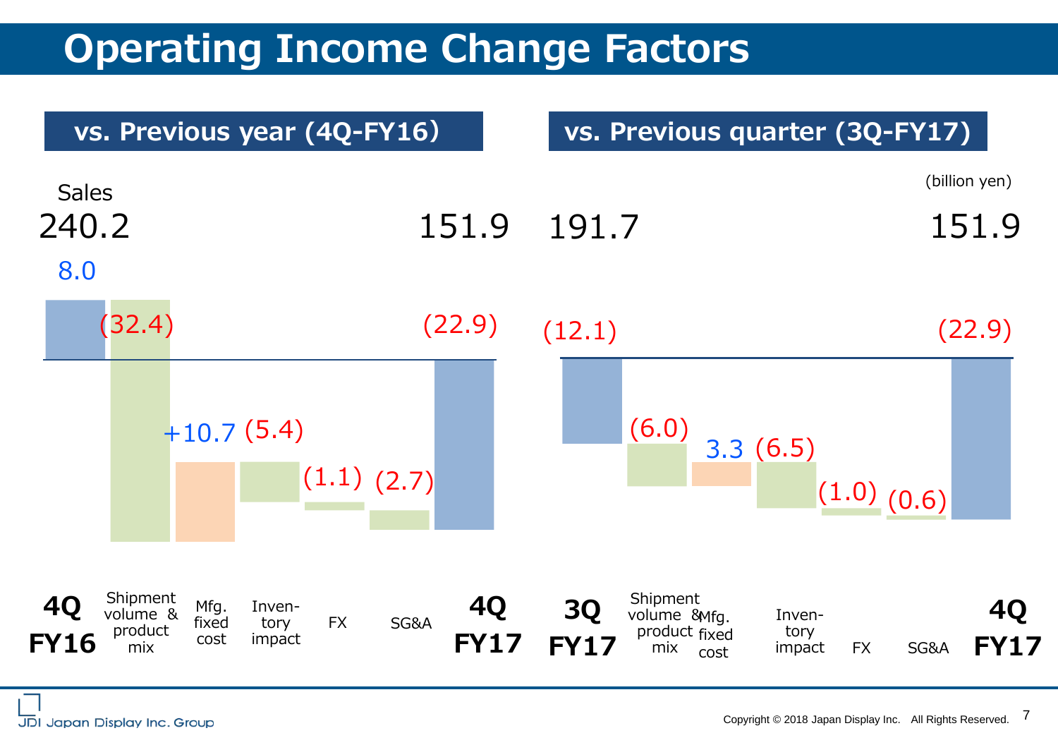# Operating Income Change Factors

(billion yen)

## vs. Previous year (4Q-FY16)

| | 4Q FY16 | Shipment volume & product mix | Mfg. fixed cost | Inven-tory impact | FX | SG&A | 4Q FY17 |
|---|---|---|---|---|---|---|---|
| Sales | 240.2 | | | | | | 151.9 |
| Operating income / change | 8.0 | (32.4) | +10.7 | (5.4) | (1.1) | (2.7) | (22.9) |

## vs. Previous quarter (3Q-FY17)

| | 3Q FY17 | Shipment volume & product mix | Mfg. fixed cost | Inven-tory impact | FX | SG&A | 4Q FY17 |
|---|---|---|---|---|---|---|---|
| Sales | 191.7 | | | | | | 151.9 |
| Operating income / change | (12.1) | (6.0) | 3.3 | (6.5) | (1.0) | (0.6) | (22.9) |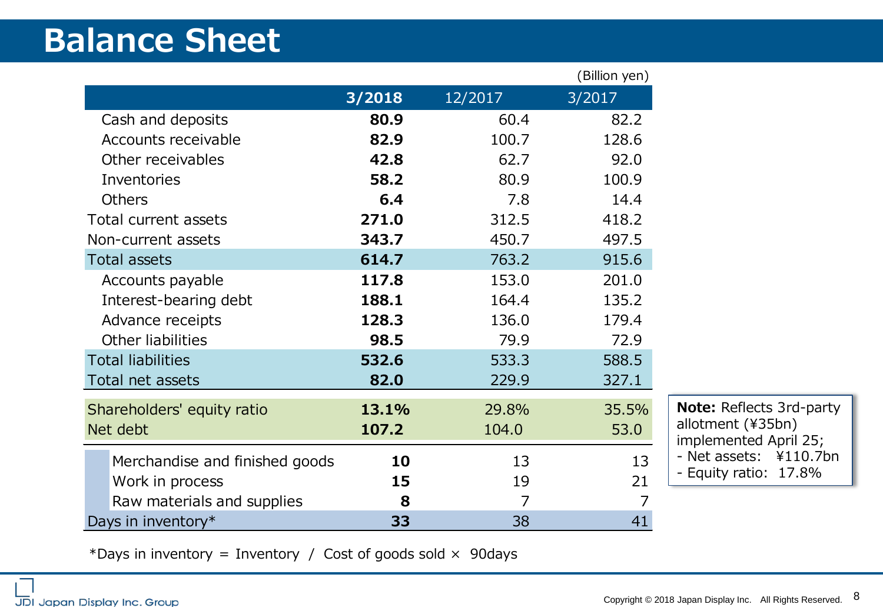# Balance Sheet

(Billion yen)

| | **3/2018** | 12/2017 | 3/2017 |
|---|---|---|---|
| Cash and deposits | **80.9** | 60.4 | 82.2 |
| Accounts receivable | **82.9** | 100.7 | 128.6 |
| Other receivables | **42.8** | 62.7 | 92.0 |
| Inventories | **58.2** | 80.9 | 100.9 |
| Others | **6.4** | 7.8 | 14.4 |
| Total current assets | **271.0** | 312.5 | 418.2 |
| Non-current assets | **343.7** | 450.7 | 497.5 |
| Total assets | **614.7** | 763.2 | 915.6 |
| Accounts payable | **117.8** | 153.0 | 201.0 |
| Interest-bearing debt | **188.1** | 164.4 | 135.2 |
| Advance receipts | **128.3** | 136.0 | 179.4 |
| Other liabilities | **98.5** | 79.9 | 72.9 |
| Total liabilities | **532.6** | 533.3 | 588.5 |
| Total net assets | **82.0** | 229.9 | 327.1 |
| Shareholders' equity ratio | **13.1%** | 29.8% | 35.5% |
| Net debt | **107.2** | 104.0 | 53.0 |
| Merchandise and finished goods | **10** | 13 | 13 |
| Work in process | **15** | 19 | 21 |
| Raw materials and supplies | **8** | 7 | 7 |
| Days in inventory* | **33** | 38 | 41 |

*Days in inventory = Inventory / Cost of goods sold × 90days

**Note:** Reflects 3rd-party allotment (¥35bn) implemented April 25;
- Net assets: ¥110.7bn
- Equity ratio: 17.8%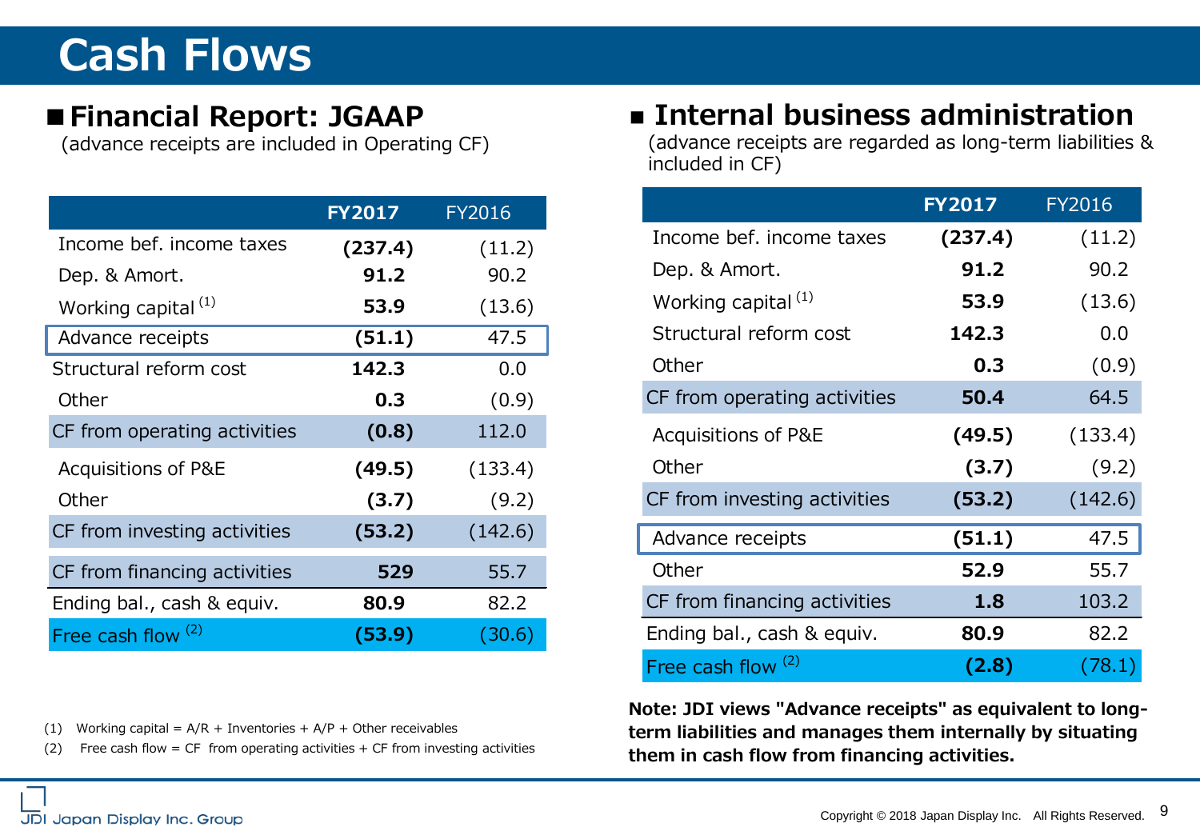# Cash Flows

## ■ Financial Report: JGAAP

(advance receipts are included in Operating CF)

| | **FY2017** | FY2016 |
|---|---|---|
| Income bef. income taxes | **(237.4)** | (11.2) |
| Dep. & Amort. | **91.2** | 90.2 |
| Working capital [(1)] | **53.9** | (13.6) |
| Advance receipts | **(51.1)** | 47.5 |
| Structural reform cost | **142.3** | 0.0 |
| Other | **0.3** | (0.9) |
| CF from operating activities | **(0.8)** | 112.0 |
| Acquisitions of P&E | **(49.5)** | (133.4) |
| Other | **(3.7)** | (9.2) |
| CF from investing activities | **(53.2)** | (142.6) |
| CF from financing activities | **529** | 55.7 |
| Ending bal., cash & equiv. | **80.9** | 82.2 |
| Free cash flow [(2)] | **(53.9)** | (30.6) |

(1) Working capital = A/R + Inventories + A/P + Other receivables

(2) Free cash flow = CF from operating activities + CF from investing activities

## ■ Internal business administration

(advance receipts are regarded as long-term liabilities & included in CF)

| | **FY2017** | FY2016 |
|---|---|---|
| Income bef. income taxes | **(237.4)** | (11.2) |
| Dep. & Amort. | **91.2** | 90.2 |
| Working capital [(1)] | **53.9** | (13.6) |
| Structural reform cost | **142.3** | 0.0 |
| Other | **0.3** | (0.9) |
| CF from operating activities | **50.4** | 64.5 |
| Acquisitions of P&E | **(49.5)** | (133.4) |
| Other | **(3.7)** | (9.2) |
| CF from investing activities | **(53.2)** | (142.6) |
| Advance receipts | **(51.1)** | 47.5 |
| Other | **52.9** | 55.7 |
| CF from financing activities | **1.8** | 103.2 |
| Ending bal., cash & equiv. | **80.9** | 82.2 |
| Free cash flow [(2)] | **(2.8)** | (78.1) |

**Note: JDI views "Advance receipts" as equivalent to long-term liabilities and manages them internally by situating them in cash flow from financing activities.**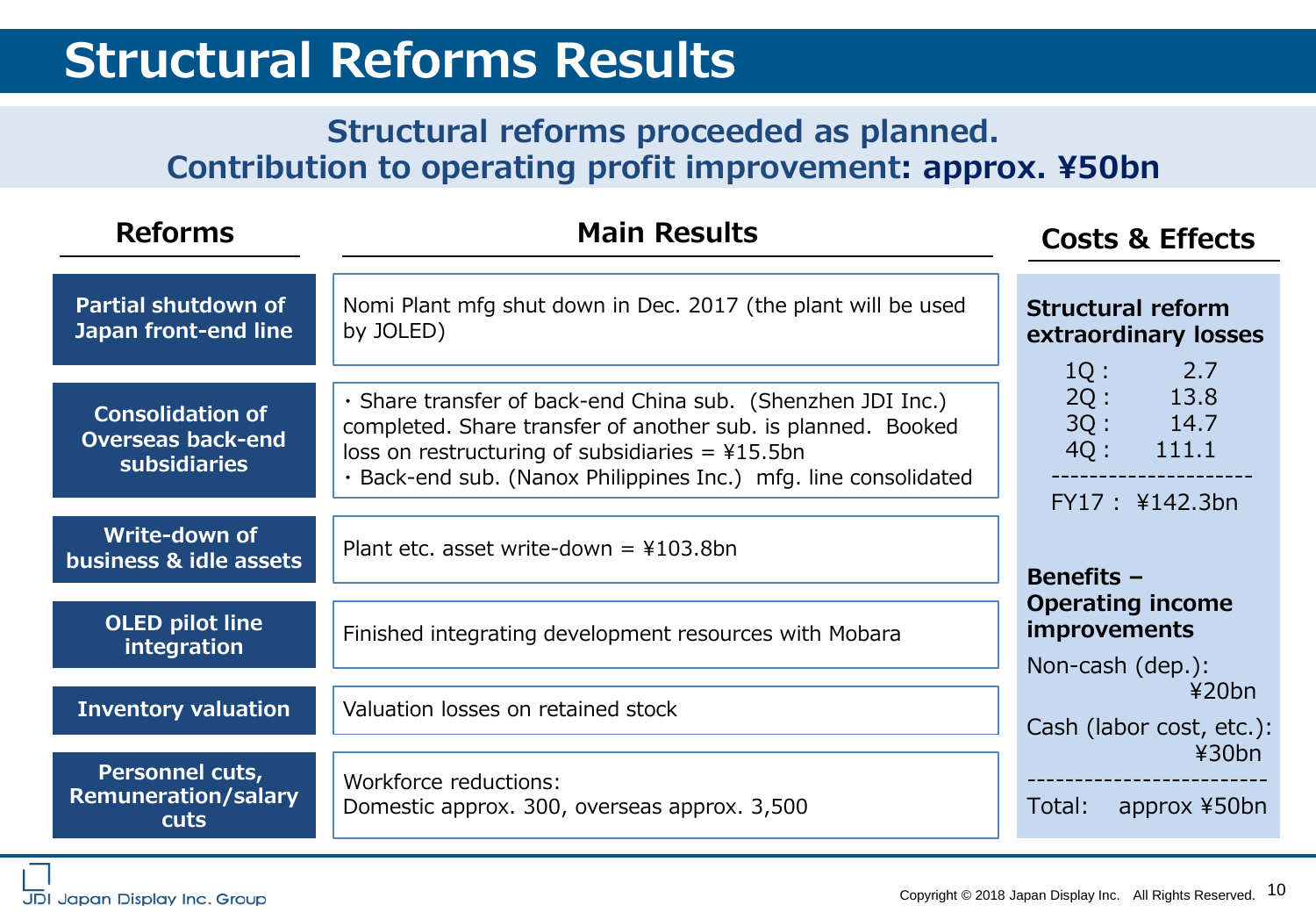# Structural Reforms Results

**Structural reforms proceeded as planned.**
**Contribution to operating profit improvement: approx. ¥50bn**

| Reforms | Main Results |
|---|---|
| Partial shutdown of Japan front-end line | Nomi Plant mfg shut down in Dec. 2017 (the plant will be used by JOLED) |
| Consolidation of Overseas back-end subsidiaries | ・Share transfer of back-end China sub. (Shenzhen JDI Inc.) completed. Share transfer of another sub. is planned. Booked loss on restructuring of subsidiaries = ¥15.5bn<br>・Back-end sub. (Nanox Philippines Inc.) mfg. line consolidated |
| Write-down of business & idle assets | Plant etc. asset write-down = ¥103.8bn |
| OLED pilot line integration | Finished integrating development resources with Mobara |
| Inventory valuation | Valuation losses on retained stock |
| Personnel cuts, Remuneration/salary cuts | Workforce reductions:<br>Domestic approx. 300, overseas approx. 3,500 |

## Costs & Effects

**Structural reform extraordinary losses**

| | |
|---|---|
| 1Q : | 2.7 |
| 2Q : | 13.8 |
| 3Q : | 14.7 |
| 4Q : | 111.1 |
| FY17 : | ¥142.3bn |

**Benefits – Operating income improvements**

Non-cash (dep.): ¥20bn

Cash (labor cost, etc.): ¥30bn

Total: approx ¥50bn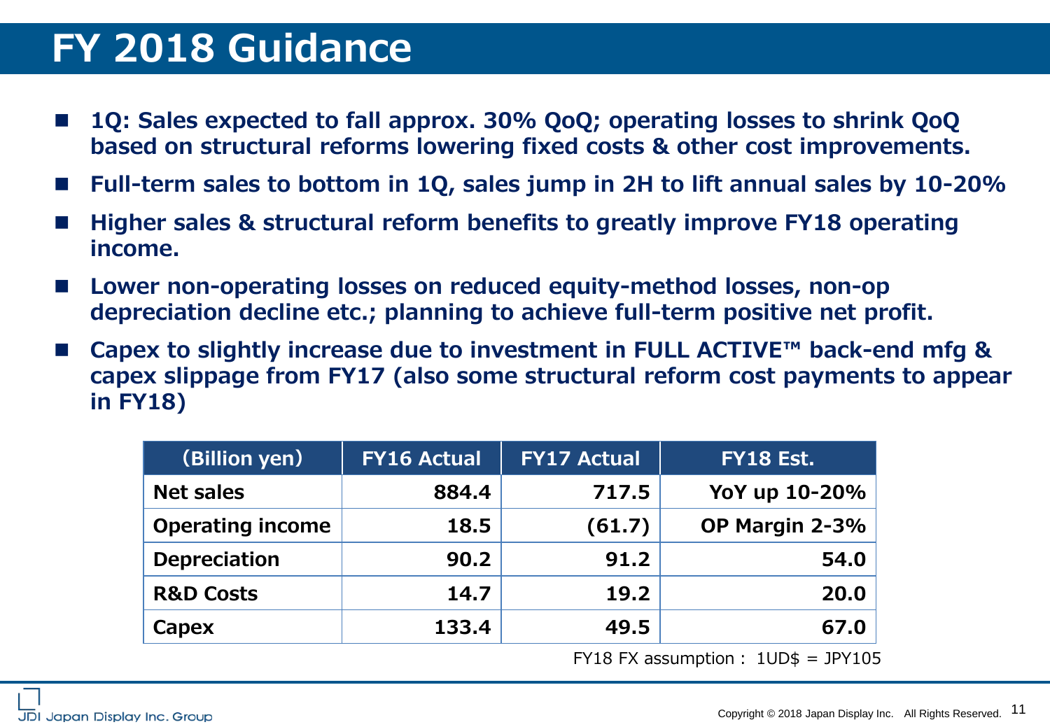# FY 2018 Guidance

- **1Q: Sales expected to fall approx. 30% QoQ; operating losses to shrink QoQ based on structural reforms lowering fixed costs & other cost improvements.**
- **Full-term sales to bottom in 1Q, sales jump in 2H to lift annual sales by 10-20%**
- **Higher sales & structural reform benefits to greatly improve FY18 operating income.**
- **Lower non-operating losses on reduced equity-method losses, non-op depreciation decline etc.; planning to achieve full-term positive net profit.**
- **Capex to slightly increase due to investment in FULL ACTIVE™ back-end mfg & capex slippage from FY17 (also some structural reform cost payments to appear in FY18)**

| (Billion yen) | FY16 Actual | FY17 Actual | FY18 Est. |
|---|---|---|---|
| Net sales | 884.4 | 717.5 | YoY up 10-20% |
| Operating income | 18.5 | (61.7) | OP Margin 2-3% |
| Depreciation | 90.2 | 91.2 | 54.0 |
| R&D Costs | 14.7 | 19.2 | 20.0 |
| Capex | 133.4 | 49.5 | 67.0 |

FY18 FX assumption： 1UD$ = JPY105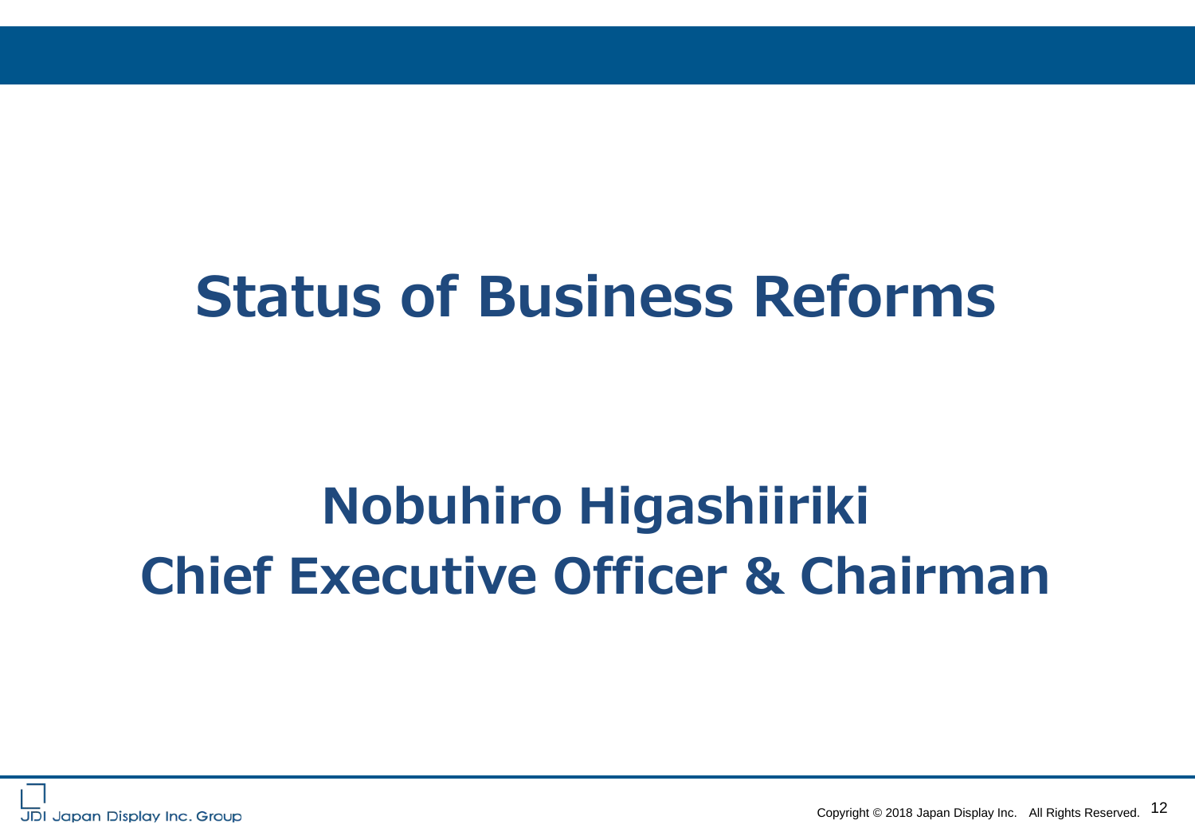# Status of Business Reforms

**Nobuhiro Higashiiriki**
**Chief Executive Officer & Chairman**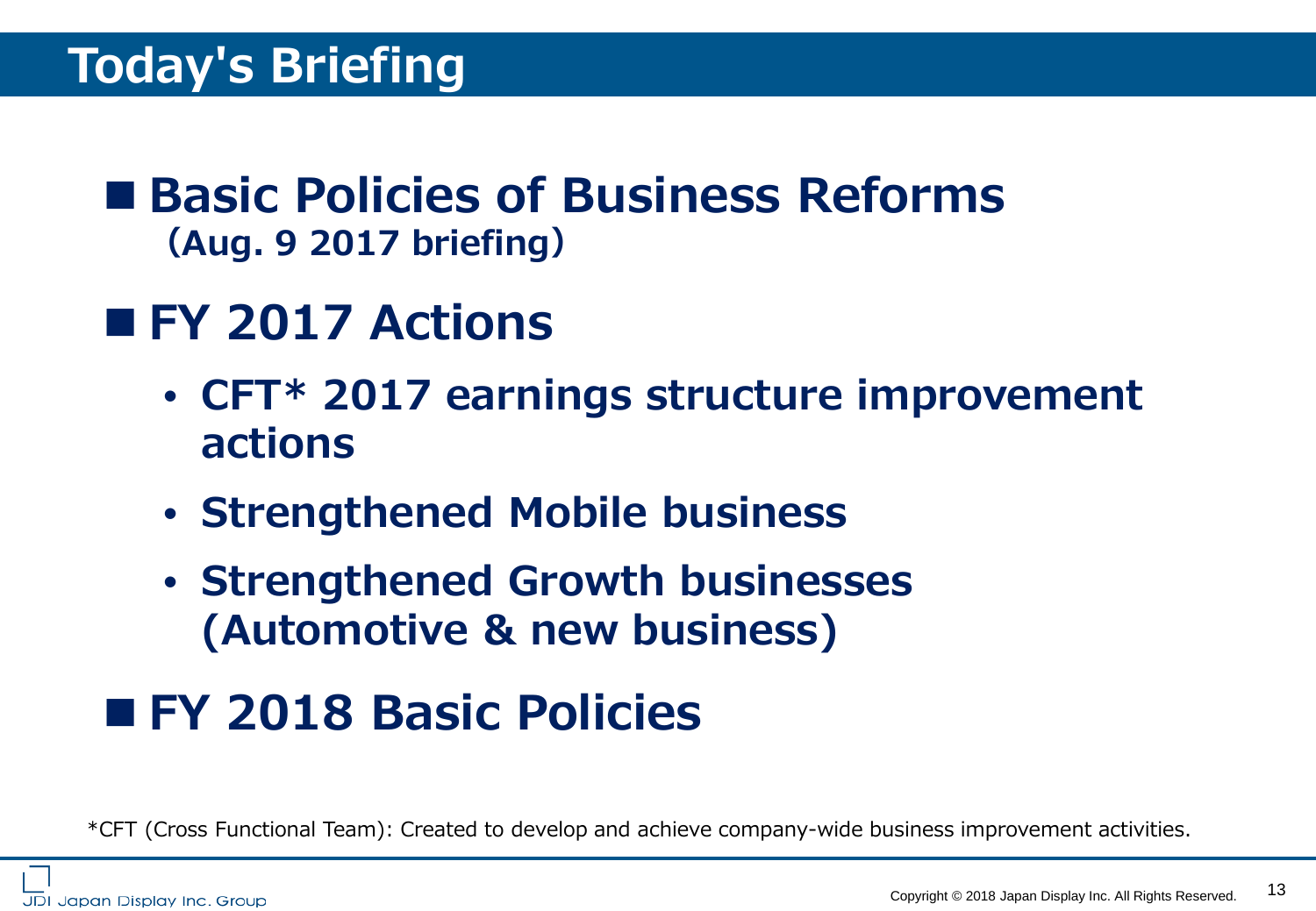# Today's Briefing

## ■ Basic Policies of Business Reforms
**(Aug. 9 2017 briefing)**

## ■ FY 2017 Actions

- **CFT* 2017 earnings structure improvement actions**
- **Strengthened Mobile business**
- **Strengthened Growth businesses (Automotive & new business)**

## ■ FY 2018 Basic Policies

*CFT (Cross Functional Team): Created to develop and achieve company-wide business improvement activities.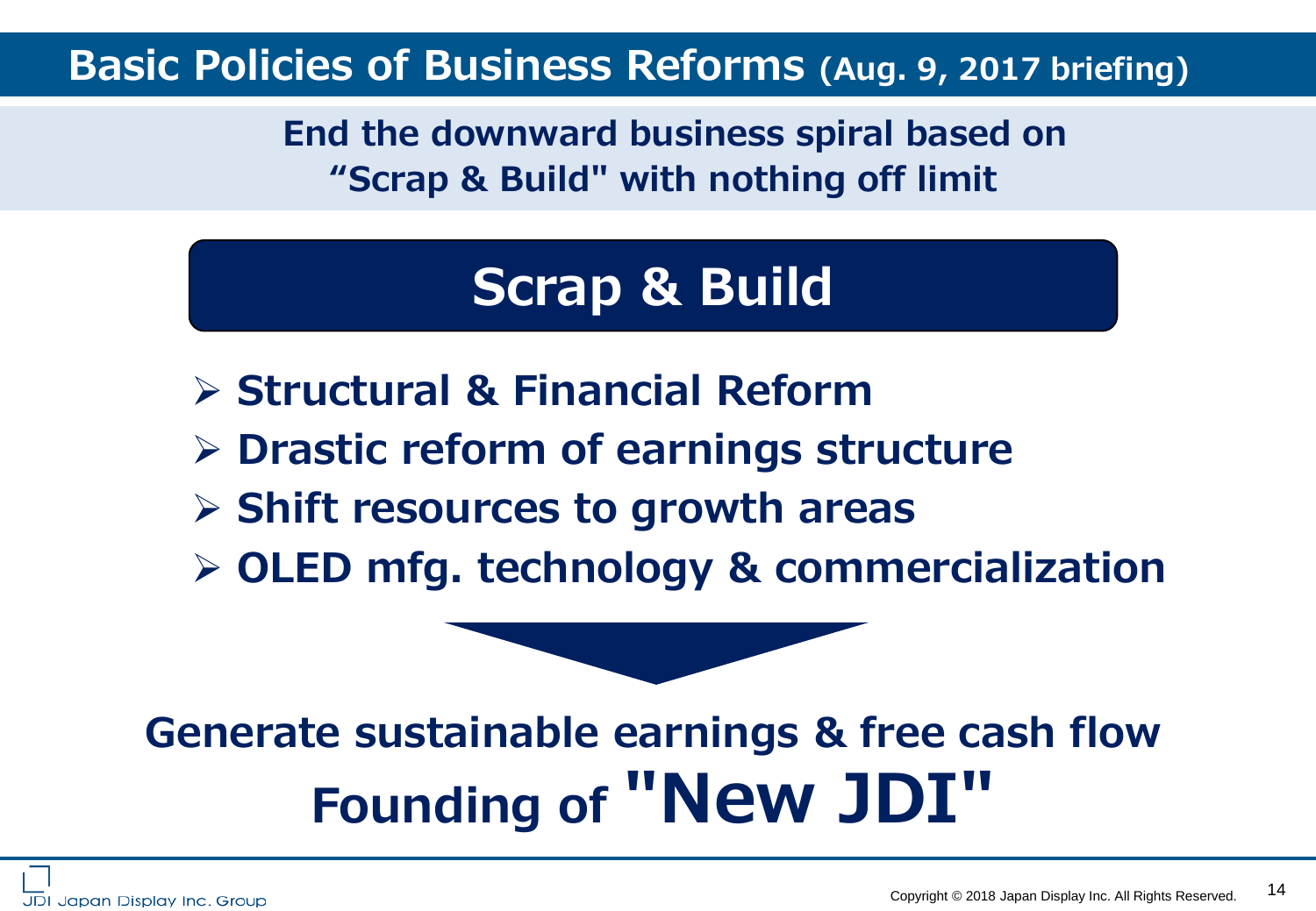# Basic Policies of Business Reforms (Aug. 9, 2017 briefing)

**End the downward business spiral based on "Scrap & Build" with nothing off limit**

## Scrap & Build

- **Structural & Financial Reform**
- **Drastic reform of earnings structure**
- **Shift resources to growth areas**
- **OLED mfg. technology & commercialization**

**Generate sustainable earnings & free cash flow**

**Founding of "New JDI"**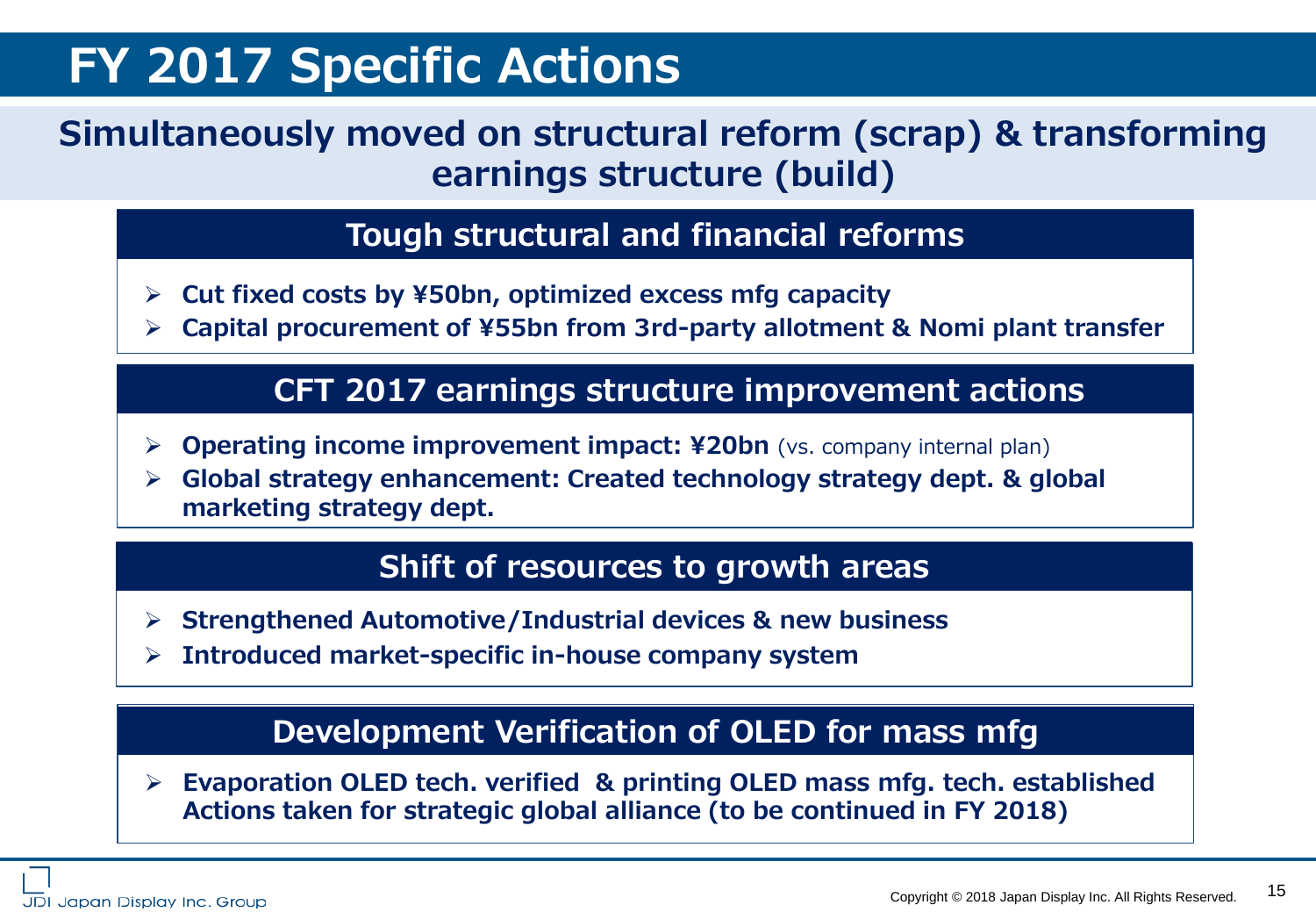# FY 2017 Specific Actions

**Simultaneously moved on structural reform (scrap) & transforming earnings structure (build)**

## Tough structural and financial reforms

- **Cut fixed costs by ¥50bn, optimized excess mfg capacity**
- **Capital procurement of ¥55bn from 3rd-party allotment & Nomi plant transfer**

## CFT 2017 earnings structure improvement actions

- **Operating income improvement impact: ¥20bn** (vs. company internal plan)
- **Global strategy enhancement: Created technology strategy dept. & global marketing strategy dept.**

## Shift of resources to growth areas

- **Strengthened Automotive/Industrial devices & new business**
- **Introduced market-specific in-house company system**

## Development Verification of OLED for mass mfg

- **Evaporation OLED tech. verified & printing OLED mass mfg. tech. established Actions taken for strategic global alliance (to be continued in FY 2018)**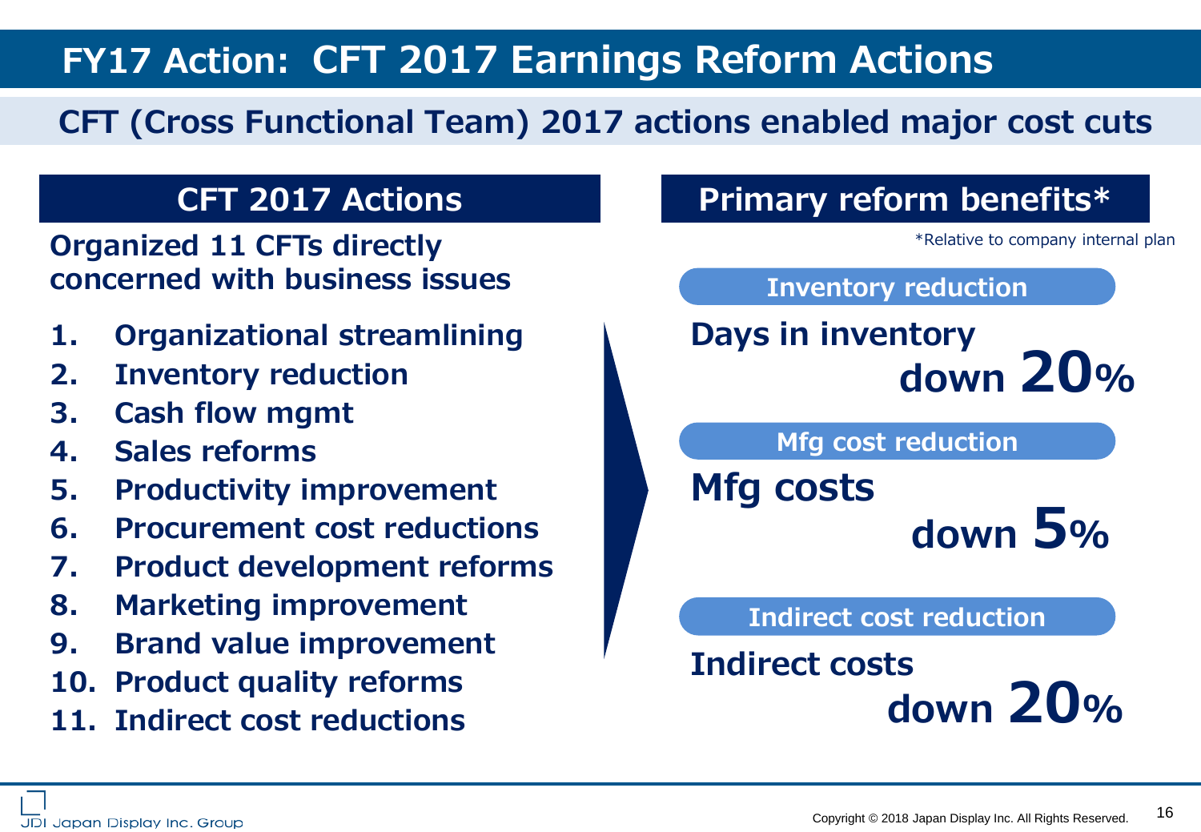# FY17 Action: CFT 2017 Earnings Reform Actions

## CFT (Cross Functional Team) 2017 actions enabled major cost cuts

### CFT 2017 Actions

**Organized 11 CFTs directly concerned with business issues**

1. **Organizational streamlining**
2. **Inventory reduction**
3. **Cash flow mgmt**
4. **Sales reforms**
5. **Productivity improvement**
6. **Procurement cost reductions**
7. **Product development reforms**
8. **Marketing improvement**
9. **Brand value improvement**
10. **Product quality reforms**
11. **Indirect cost reductions**

### Primary reform benefits*

*Relative to company internal plan

**Inventory reduction**

**Days in inventory down 20%**

**Mfg cost reduction**

**Mfg costs down 5%**

**Indirect cost reduction**

**Indirect costs down 20%**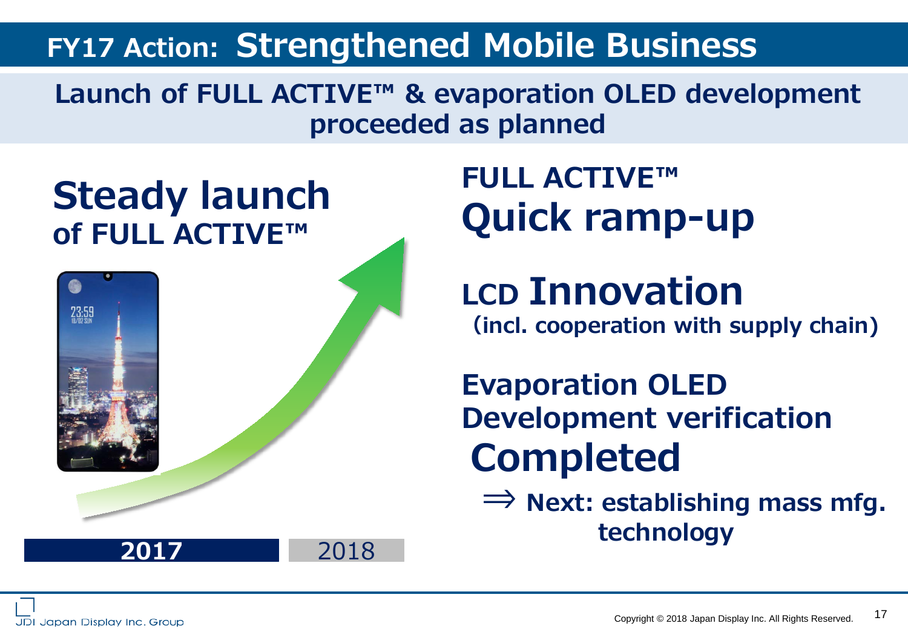# FY17 Action: Strengthened Mobile Business

**Launch of FULL ACTIVE™ & evaporation OLED development proceeded as planned**

## Steady launch of FULL ACTIVE™

2017 | 2018

## FULL ACTIVE™ Quick ramp-up

## LCD Innovation

**(incl. cooperation with supply chain)**

## Evaporation OLED Development verification Completed

⇒ **Next: establishing mass mfg. technology**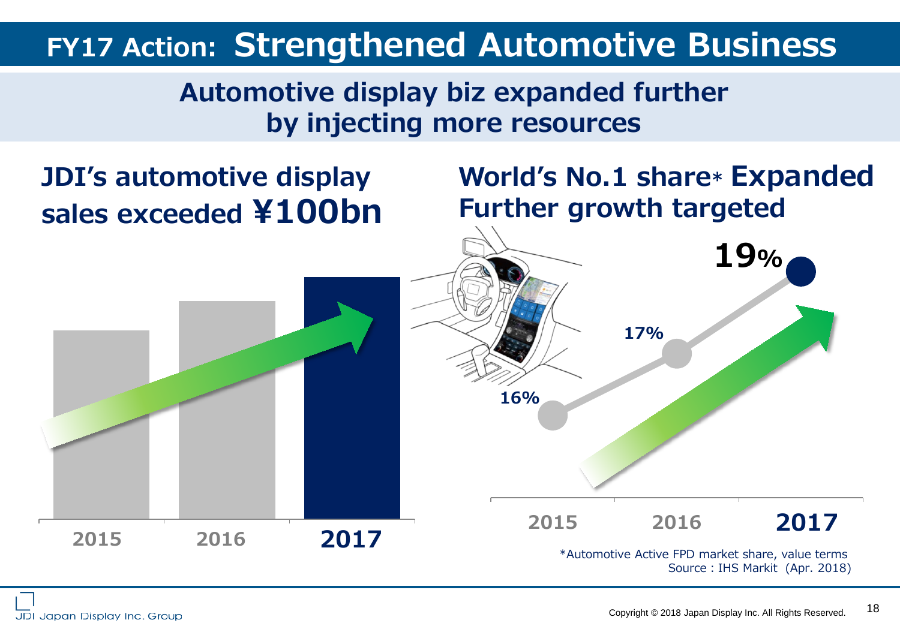# FY17 Action: Strengthened Automotive Business

## Automotive display biz expanded further by injecting more resources

### JDI's automotive display sales exceeded ¥100bn

2015 | 2016 | **2017**

### World's No.1 share* Expanded Further growth targeted

| 2015 | 2016 | 2017 |
|---|---|---|
| 16% | 17% | **19%** |

*Automotive Active FPD market share, value terms
Source : IHS Markit (Apr. 2018)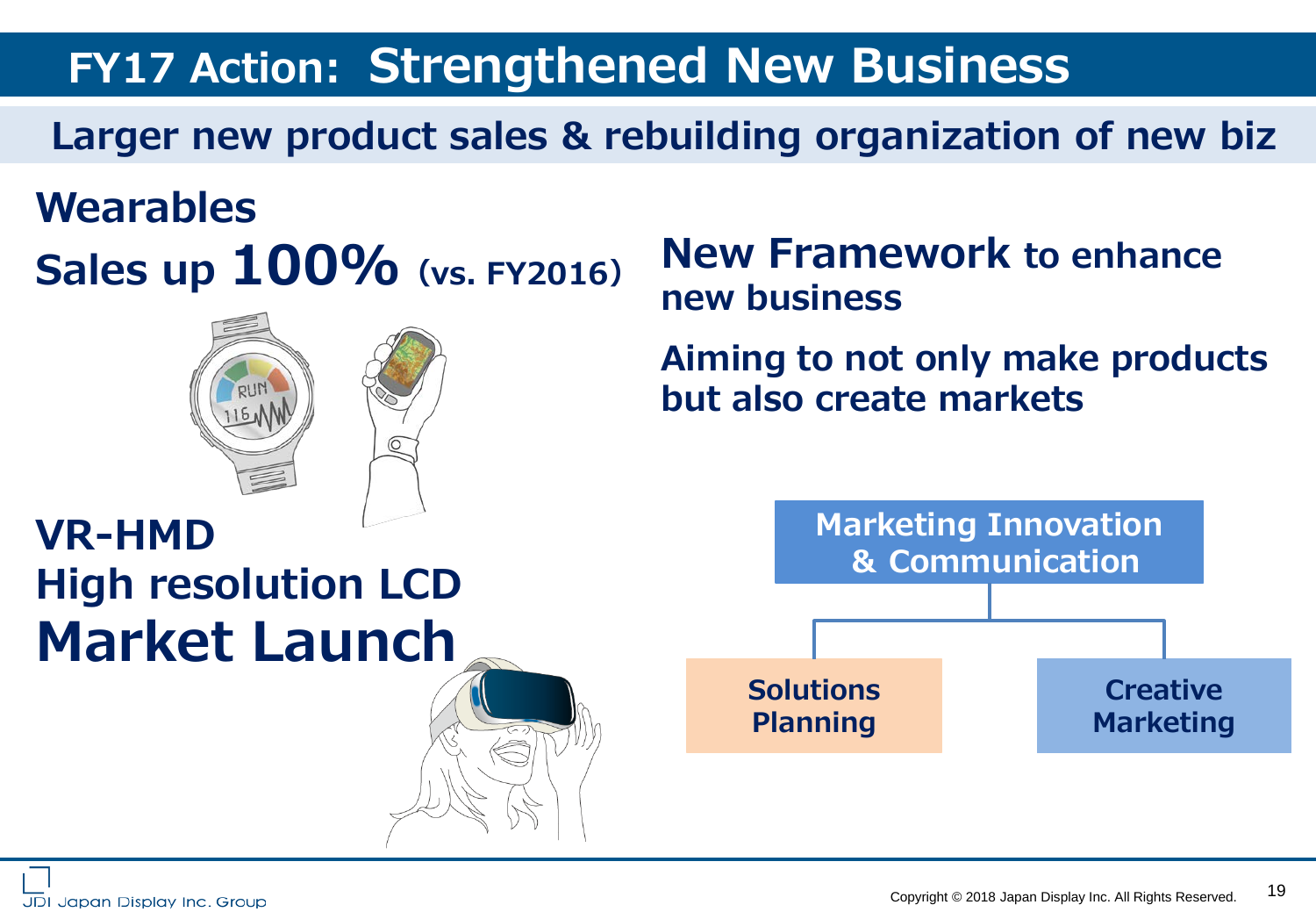# FY17 Action: Strengthened New Business

## Larger new product sales & rebuilding organization of new biz

### Wearables

**Sales up 100% (vs. FY2016)**

### VR-HMD

**High resolution LCD**

**Market Launch**

### New Framework to enhance new business

**Aiming to not only make products but also create markets**

- Marketing Innovation & Communication
  - Solutions Planning
  - Creative Marketing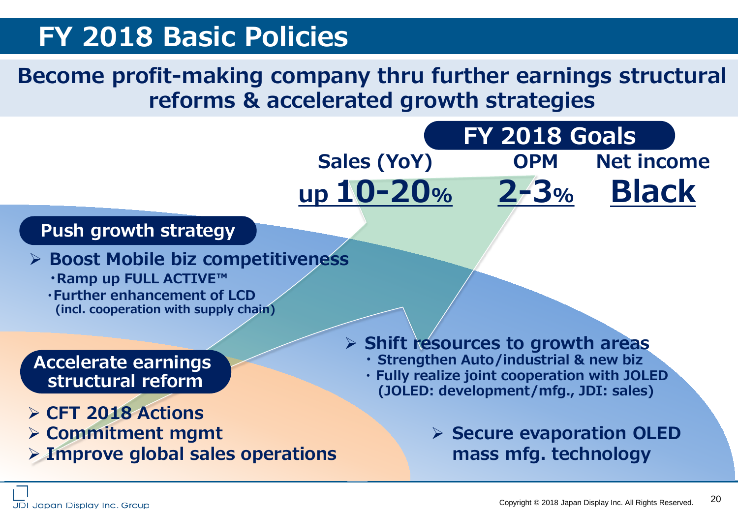# FY 2018 Basic Policies

**Become profit-making company thru further earnings structural reforms & accelerated growth strategies**

## FY 2018 Goals

| Sales (YoY) | OPM | Net income |
|---|---|---|
| up 10-20% | 2-3% | Black |

## Push growth strategy

- **Boost Mobile biz competitiveness**
  - Ramp up FULL ACTIVE™
  - Further enhancement of LCD (incl. cooperation with supply chain)
- **Shift resources to growth areas**
  - Strengthen Auto/industrial & new biz
  - Fully realize joint cooperation with JOLED (JOLED: development/mfg., JDI: sales)
- **Secure evaporation OLED mass mfg. technology**

## Accelerate earnings structural reform

- CFT 2018 Actions
- Commitment mgmt
- Improve global sales operations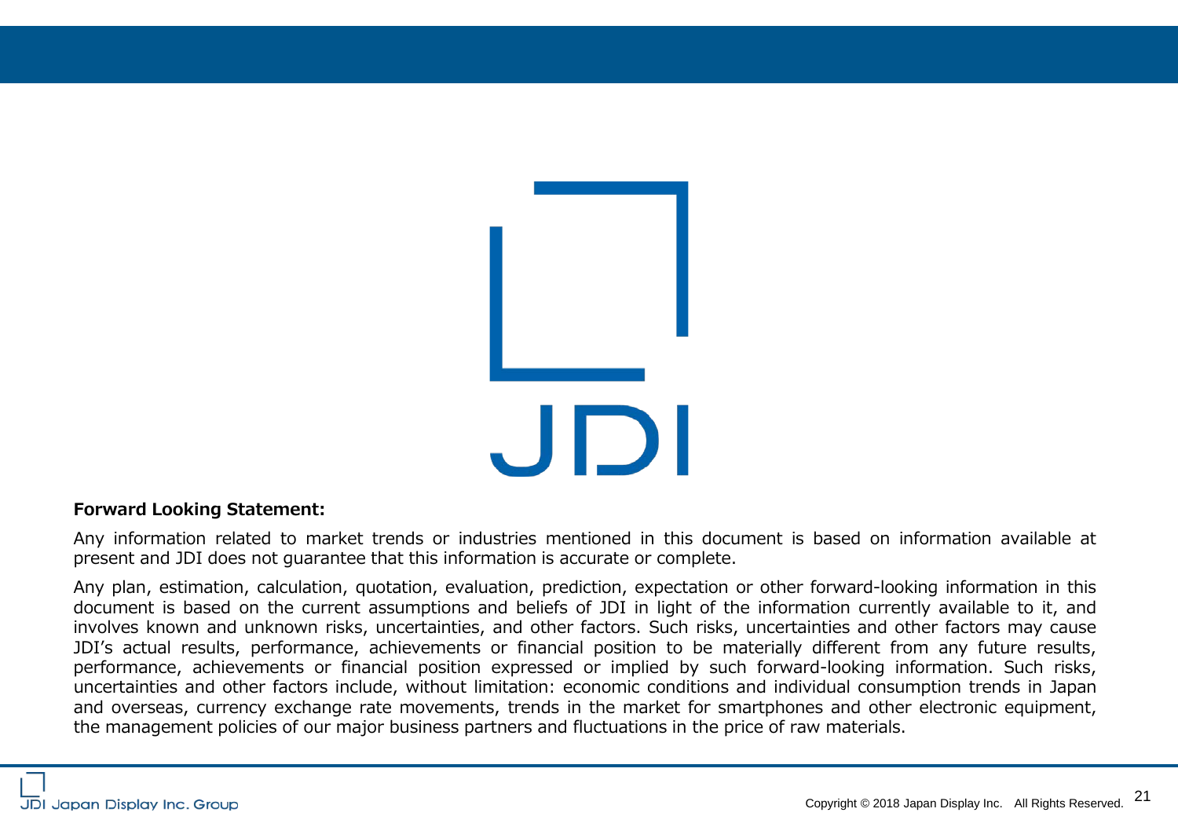**Forward Looking Statement:**

Any information related to market trends or industries mentioned in this document is based on information available at present and JDI does not guarantee that this information is accurate or complete.

Any plan, estimation, calculation, quotation, evaluation, prediction, expectation or other forward-looking information in this document is based on the current assumptions and beliefs of JDI in light of the information currently available to it, and involves known and unknown risks, uncertainties, and other factors. Such risks, uncertainties and other factors may cause JDI's actual results, performance, achievements or financial position to be materially different from any future results, performance, achievements or financial position expressed or implied by such forward-looking information. Such risks, uncertainties and other factors include, without limitation: economic conditions and individual consumption trends in Japan and overseas, currency exchange rate movements, trends in the market for smartphones and other electronic equipment, the management policies of our major business partners and fluctuations in the price of raw materials.